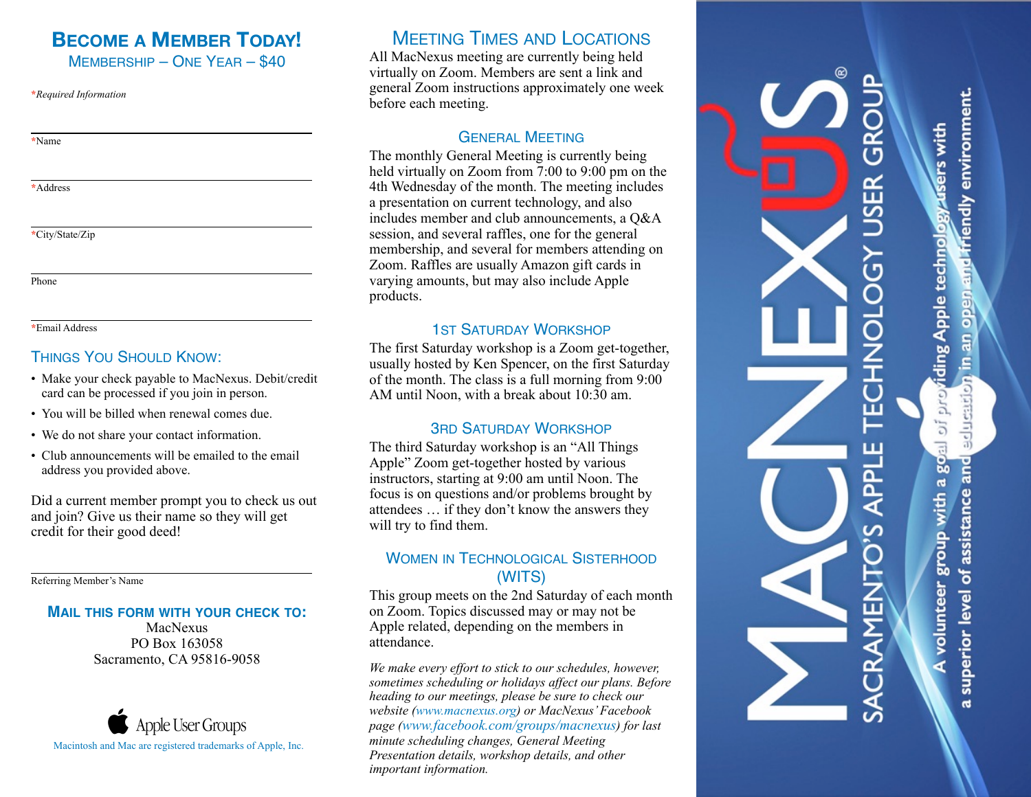# Become a Member Today!

Membership – One Year – $40

*Required Information

*Name

*Address

*City/State/Zip

Phone

*Email Address

## Things You Should Know:

- Make your check payable to MacNexus. Debit/credit card can be processed if you join in person.
- You will be billed when renewal comes due.
- We do not share your contact information.
- Club announcements will be emailed to the email address you provided above.

Did a current member prompt you to check us out and join? Give us their name so they will get credit for their good deed!

Referring Member's Name

**Mail this form with your check to:**

MacNexus
PO Box 163058
Sacramento, CA 95816-9058

Apple User Groups

Macintosh and Mac are registered trademarks of Apple, Inc.

# Meeting Times and Locations

All MacNexus meeting are currently being held virtually on Zoom. Members are sent a link and general Zoom instructions approximately one week before each meeting.

## General Meeting

The monthly General Meeting is currently being held virtually on Zoom from 7:00 to 9:00 pm on the 4th Wednesday of the month. The meeting includes a presentation on current technology, and also includes member and club announcements, a Q&A session, and several raffles, one for the general membership, and several for members attending on Zoom. Raffles are usually Amazon gift cards in varying amounts, but may also include Apple products.

## 1st Saturday Workshop

The first Saturday workshop is a Zoom get-together, usually hosted by Ken Spencer, on the first Saturday of the month. The class is a full morning from 9:00 AM until Noon, with a break about 10:30 am.

## 3rd Saturday Workshop

The third Saturday workshop is an "All Things Apple" Zoom get-together hosted by various instructors, starting at 9:00 am until Noon. The focus is on questions and/or problems brought by attendees … if they don't know the answers they will try to find them.

## Women in Technological Sisterhood (WITS)

This group meets on the 2nd Saturday of each month on Zoom. Topics discussed may or may not be Apple related, depending on the members in attendance.

*We make every effort to stick to our schedules, however, sometimes scheduling or holidays affect our plans. Before heading to our meetings, please be sure to check our website (www.macnexus.org) or MacNexus' Facebook page (www.facebook.com/groups/macnexus) for last minute scheduling changes, General Meeting Presentation details, workshop details, and other important information.*

# MacNexus®

Sacramento's Apple Technology User Group

A volunteer group with a goal of providing Apple technology users with a superior level of assistance and education in an open and friendly environment.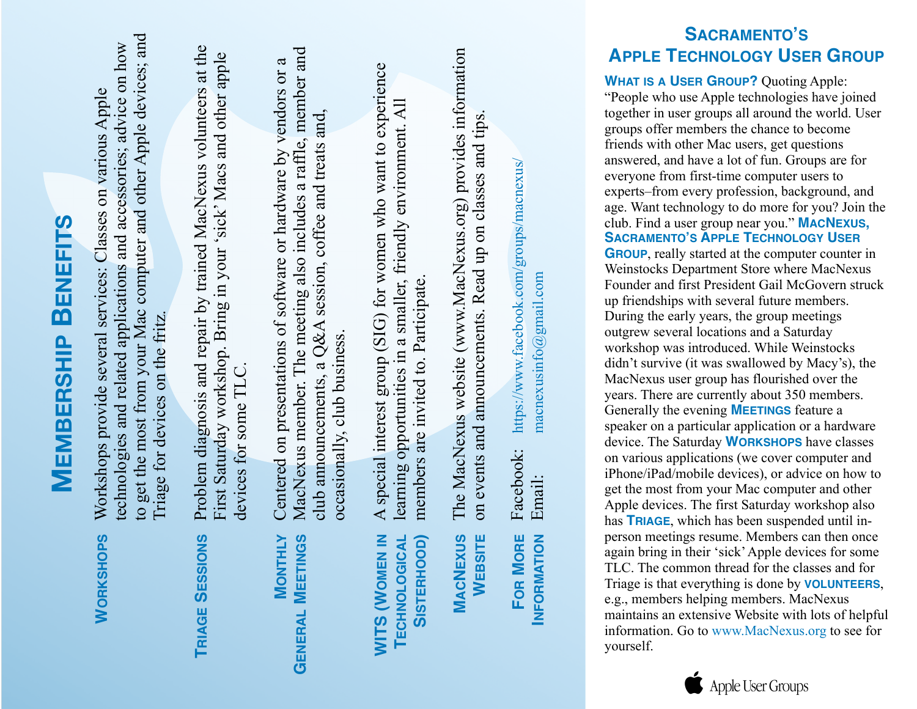# Membership Benefits

**Workshops** Workshops provide several services: Classes on various Apple technologies and related applications and accessories; advice on how to get the most from your Mac computer and other Apple devices; and Triage for devices on the fritz.

**Triage Sessions** Problem diagnosis and repair by trained MacNexus volunteers at the First Saturday workshop. Bring in your 'sick' Macs and other apple devices for some TLC.

**Monthly General Meetings** Centered on presentations of software or hardware by vendors or a MacNexus member. The meeting also includes a raffle, member and club announcements, a Q&A session, coffee and treats and, occasionally, club business.

**WITS (Women in Technological Sisterhood)** A special interest group (SIG) for women who want to experience learning opportunities in a smaller, friendly environment. All members are invited to. Participate.

**MacNexus Website** The MacNexus website (www.MacNexus.org) provides information on events and announcements. Read up on classes and tips.

**For More Information**
Facebook: https://www.facebook.com/groups/macnexus/
Email: macnexusinfo@gmail.com

# Sacramento's Apple Technology User Group

**What is a User Group?** Quoting Apple: "People who use Apple technologies have joined together in user groups all around the world. User groups offer members the chance to become friends with other Mac users, get questions answered, and have a lot of fun. Groups are for everyone from first-time computer users to experts–from every profession, background, and age. Want technology to do more for you? Join the club. Find a user group near you." **MacNexus, Sacramento's Apple Technology User Group**, really started at the computer counter in Weinstocks Department Store where MacNexus Founder and first President Gail McGovern struck up friendships with several future members. During the early years, the group meetings outgrew several locations and a Saturday workshop was introduced. While Weinstocks didn't survive (it was swallowed by Macy's), the MacNexus user group has flourished over the years. There are currently about 350 members. Generally the evening **Meetings** feature a speaker on a particular application or a hardware device. The Saturday **Workshops** have classes on various applications (we cover computer and iPhone/iPad/mobile devices), or advice on how to get the most from your Mac computer and other Apple devices. The first Saturday workshop also has **Triage**, which has been suspended until in-person meetings resume. Members can then once again bring in their 'sick' Apple devices for some TLC. The common thread for the classes and for Triage is that everything is done by **volunteers**, e.g., members helping members. MacNexus maintains an extensive Website with lots of helpful information. Go to www.MacNexus.org to see for yourself.

Apple User Groups